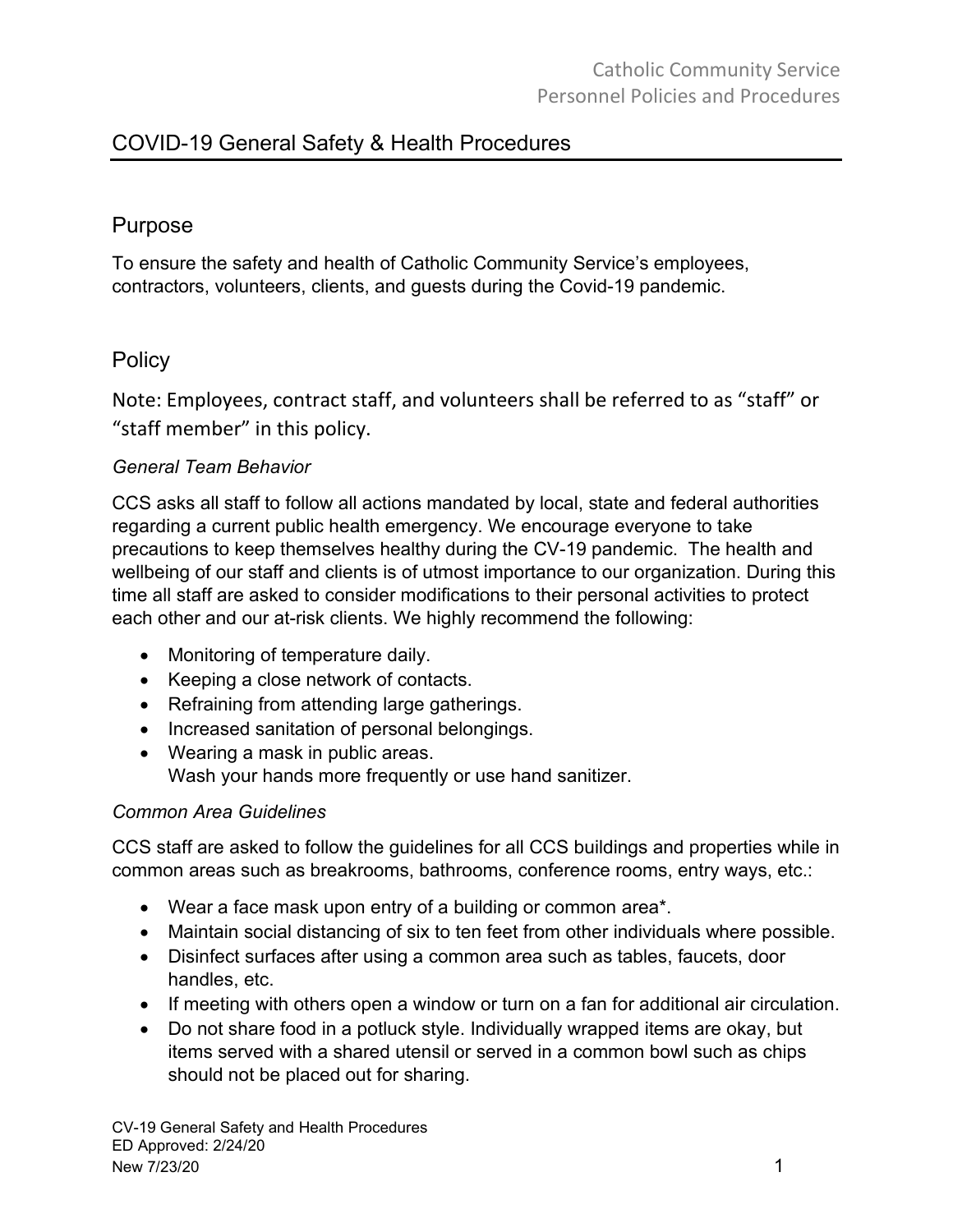# COVID-19 General Safety & Health Procedures

## Purpose

To ensure the safety and health of Catholic Community Service's employees, contractors, volunteers, clients, and guests during the Covid-19 pandemic.

## Policy

Note: Employees, contract staff, and volunteers shall be referred to as "staff" or "staff member" in this policy.

### *General Team Behavior*

CCS asks all staff to follow all actions mandated by local, state and federal authorities regarding a current public health emergency. We encourage everyone to take precautions to keep themselves healthy during the CV-19 pandemic. The health and wellbeing of our staff and clients is of utmost importance to our organization. During this time all staff are asked to consider modifications to their personal activities to protect each other and our at-risk clients. We highly recommend the following:

- Monitoring of temperature daily.
- Keeping a close network of contacts.
- Refraining from attending large gatherings.
- Increased sanitation of personal belongings.
- Wearing a mask in public areas.
  Wash your hands more frequently or use hand sanitizer.

### *Common Area Guidelines*

CCS staff are asked to follow the guidelines for all CCS buildings and properties while in common areas such as breakrooms, bathrooms, conference rooms, entry ways, etc.:

- Wear a face mask upon entry of a building or common area*.
- Maintain social distancing of six to ten feet from other individuals where possible.
- Disinfect surfaces after using a common area such as tables, faucets, door handles, etc.
- If meeting with others open a window or turn on a fan for additional air circulation.
- Do not share food in a potluck style. Individually wrapped items are okay, but items served with a shared utensil or served in a common bowl such as chips should not be placed out for sharing.

CV-19 General Safety and Health Procedures
ED Approved: 2/24/20
New 7/23/20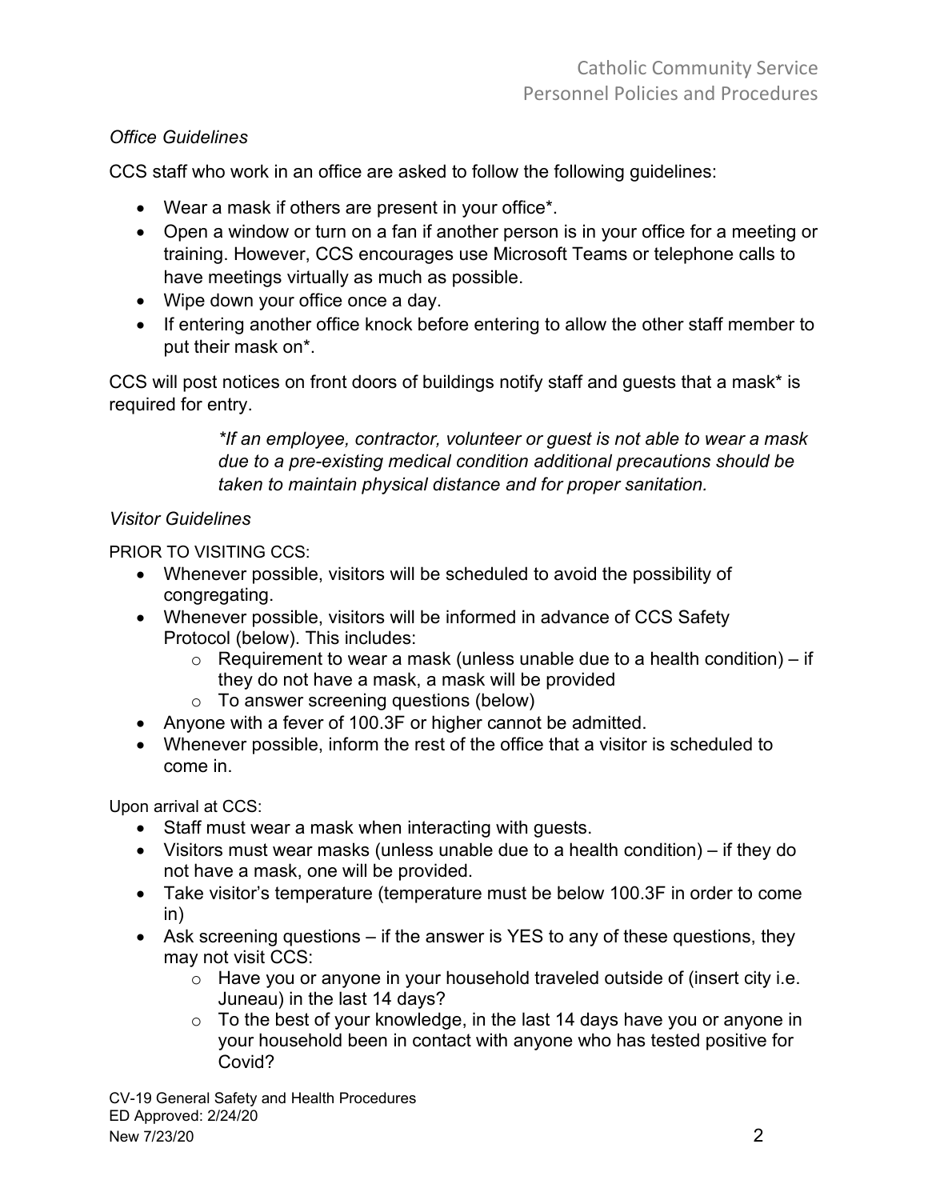*Office Guidelines*

CCS staff who work in an office are asked to follow the following guidelines:

- Wear a mask if others are present in your office*.
- Open a window or turn on a fan if another person is in your office for a meeting or training. However, CCS encourages use Microsoft Teams or telephone calls to have meetings virtually as much as possible.
- Wipe down your office once a day.
- If entering another office knock before entering to allow the other staff member to put their mask on*.

CCS will post notices on front doors of buildings notify staff and guests that a mask* is required for entry.

> **If an employee, contractor, volunteer or guest is not able to wear a mask due to a pre-existing medical condition additional precautions should be taken to maintain physical distance and for proper sanitation.*

*Visitor Guidelines*

PRIOR TO VISITING CCS:

- Whenever possible, visitors will be scheduled to avoid the possibility of congregating.
- Whenever possible, visitors will be informed in advance of CCS Safety Protocol (below). This includes:
  - Requirement to wear a mask (unless unable due to a health condition) – if they do not have a mask, a mask will be provided
  - To answer screening questions (below)
- Anyone with a fever of 100.3F or higher cannot be admitted.
- Whenever possible, inform the rest of the office that a visitor is scheduled to come in.

Upon arrival at CCS:

- Staff must wear a mask when interacting with guests.
- Visitors must wear masks (unless unable due to a health condition) – if they do not have a mask, one will be provided.
- Take visitor's temperature (temperature must be below 100.3F in order to come in)
- Ask screening questions – if the answer is YES to any of these questions, they may not visit CCS:
  - Have you or anyone in your household traveled outside of (insert city i.e. Juneau) in the last 14 days?
  - To the best of your knowledge, in the last 14 days have you or anyone in your household been in contact with anyone who has tested positive for Covid?

CV-19 General Safety and Health Procedures
ED Approved: 2/24/20
New 7/23/20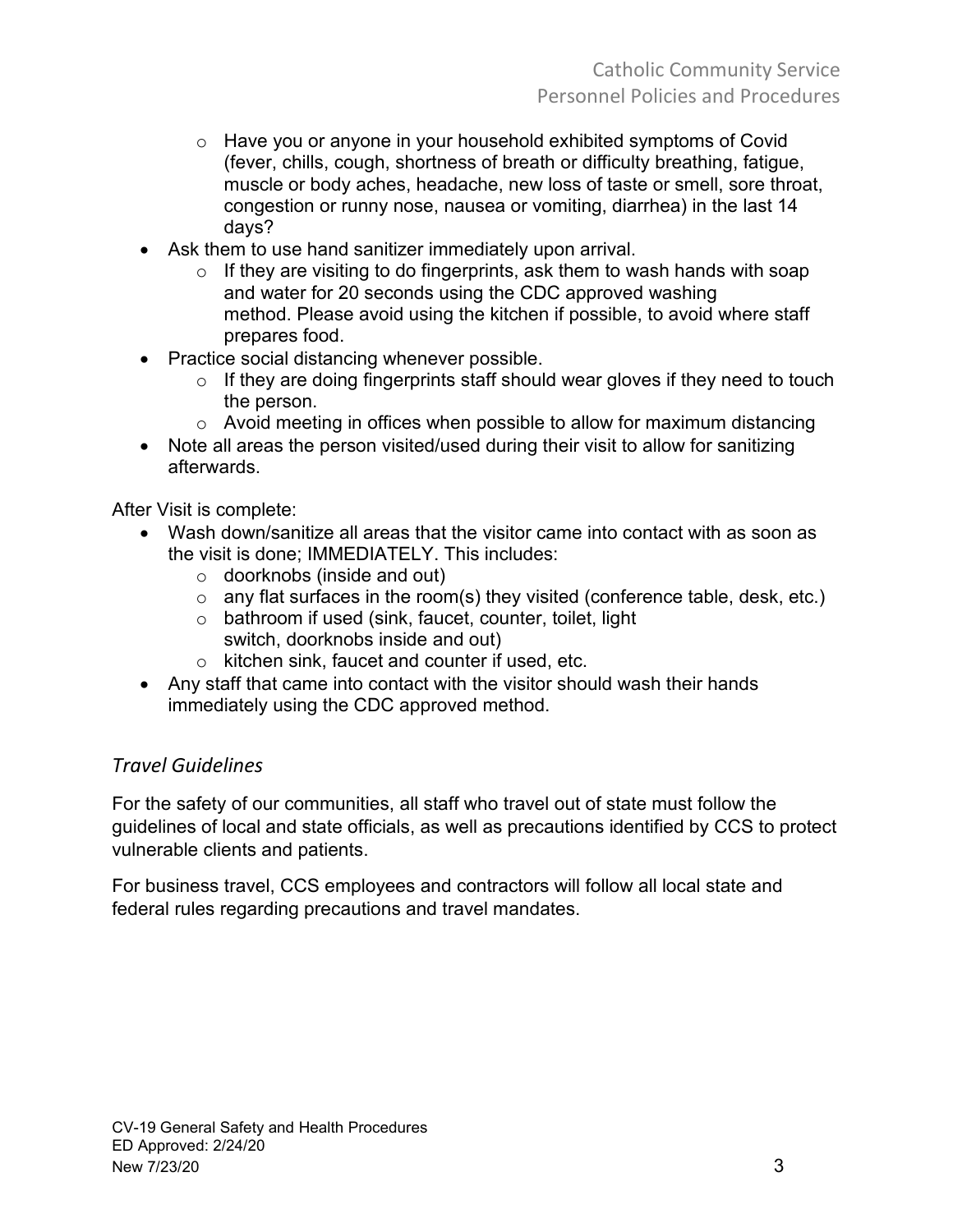- Have you or anyone in your household exhibited symptoms of Covid (fever, chills, cough, shortness of breath or difficulty breathing, fatigue, muscle or body aches, headache, new loss of taste or smell, sore throat, congestion or runny nose, nausea or vomiting, diarrhea) in the last 14 days?
- Ask them to use hand sanitizer immediately upon arrival.
  - If they are visiting to do fingerprints, ask them to wash hands with soap and water for 20 seconds using the CDC approved washing method. Please avoid using the kitchen if possible, to avoid where staff prepares food.
- Practice social distancing whenever possible.
  - If they are doing fingerprints staff should wear gloves if they need to touch the person.
  - Avoid meeting in offices when possible to allow for maximum distancing
- Note all areas the person visited/used during their visit to allow for sanitizing afterwards.

After Visit is complete:

- Wash down/sanitize all areas that the visitor came into contact with as soon as the visit is done; IMMEDIATELY. This includes:
  - doorknobs (inside and out)
  - any flat surfaces in the room(s) they visited (conference table, desk, etc.)
  - bathroom if used (sink, faucet, counter, toilet, light switch, doorknobs inside and out)
  - kitchen sink, faucet and counter if used, etc.
- Any staff that came into contact with the visitor should wash their hands immediately using the CDC approved method.

### *Travel Guidelines*

For the safety of our communities, all staff who travel out of state must follow the guidelines of local and state officials, as well as precautions identified by CCS to protect vulnerable clients and patients.

For business travel, CCS employees and contractors will follow all local state and federal rules regarding precautions and travel mandates.